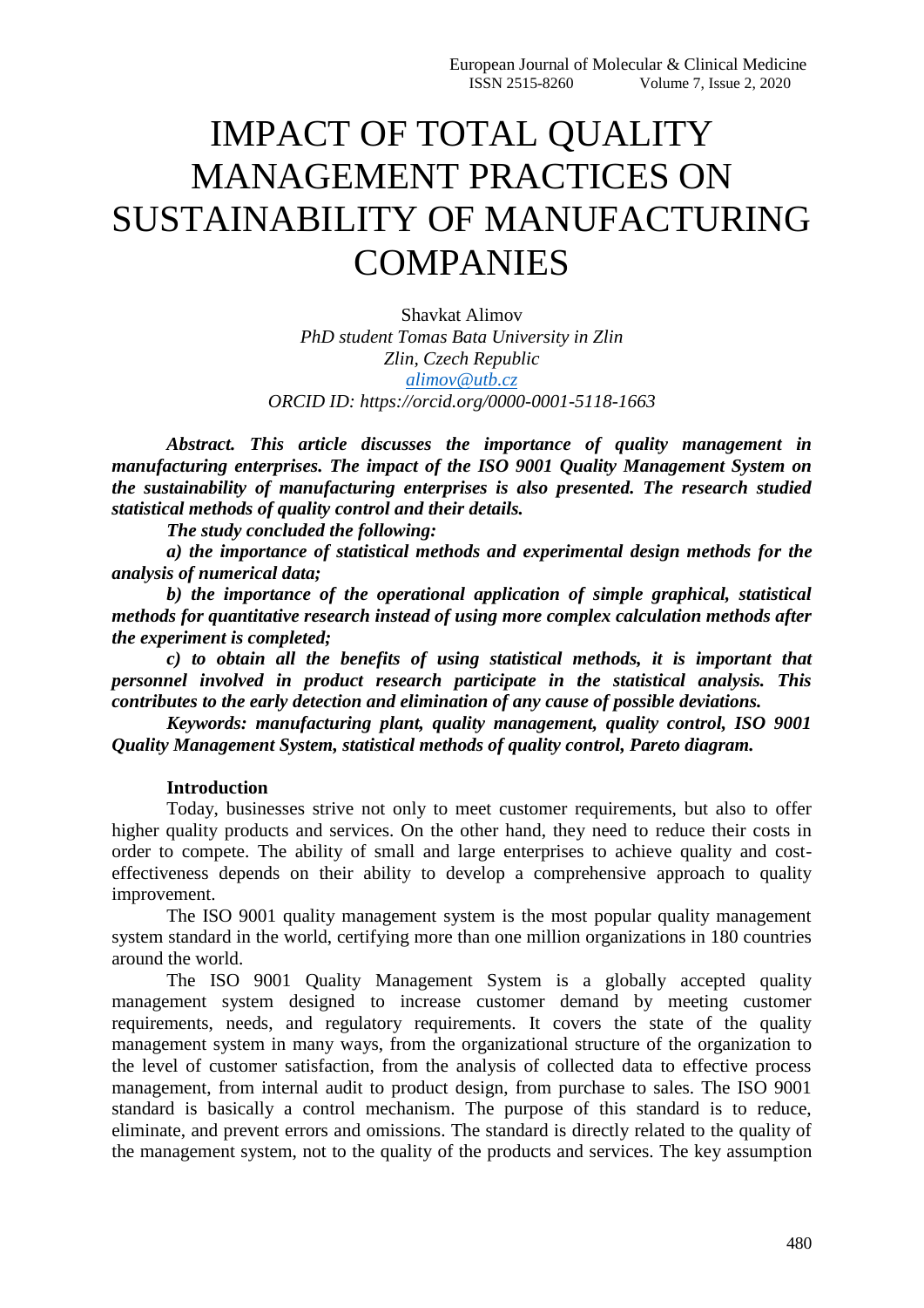# IMPACT OF TOTAL QUALITY MANAGEMENT PRACTICES ON SUSTAINABILITY OF MANUFACTURING COMPANIES

Shavkat Alimov
*PhD student Tomas Bata University in Zlin*
*Zlin, Czech Republic*
*alimov@utb.cz*
*ORCID ID: https://orcid.org/0000-0001-5118-1663*

***Abstract. This article discusses the importance of quality management in manufacturing enterprises. The impact of the ISO 9001 Quality Management System on the sustainability of manufacturing enterprises is also presented. The research studied statistical methods of quality control and their details.***

***The study concluded the following:***

***a) the importance of statistical methods and experimental design methods for the analysis of numerical data;***

***b) the importance of the operational application of simple graphical, statistical methods for quantitative research instead of using more complex calculation methods after the experiment is completed;***

***c) to obtain all the benefits of using statistical methods, it is important that personnel involved in product research participate in the statistical analysis. This contributes to the early detection and elimination of any cause of possible deviations.***

***Keywords: manufacturing plant, quality management, quality control, ISO 9001 Quality Management System, statistical methods of quality control, Pareto diagram.***

## Introduction

Today, businesses strive not only to meet customer requirements, but also to offer higher quality products and services. On the other hand, they need to reduce their costs in order to compete. The ability of small and large enterprises to achieve quality and cost-effectiveness depends on their ability to develop a comprehensive approach to quality improvement.

The ISO 9001 quality management system is the most popular quality management system standard in the world, certifying more than one million organizations in 180 countries around the world.

The ISO 9001 Quality Management System is a globally accepted quality management system designed to increase customer demand by meeting customer requirements, needs, and regulatory requirements. It covers the state of the quality management system in many ways, from the organizational structure of the organization to the level of customer satisfaction, from the analysis of collected data to effective process management, from internal audit to product design, from purchase to sales. The ISO 9001 standard is basically a control mechanism. The purpose of this standard is to reduce, eliminate, and prevent errors and omissions. The standard is directly related to the quality of the management system, not to the quality of the products and services. The key assumption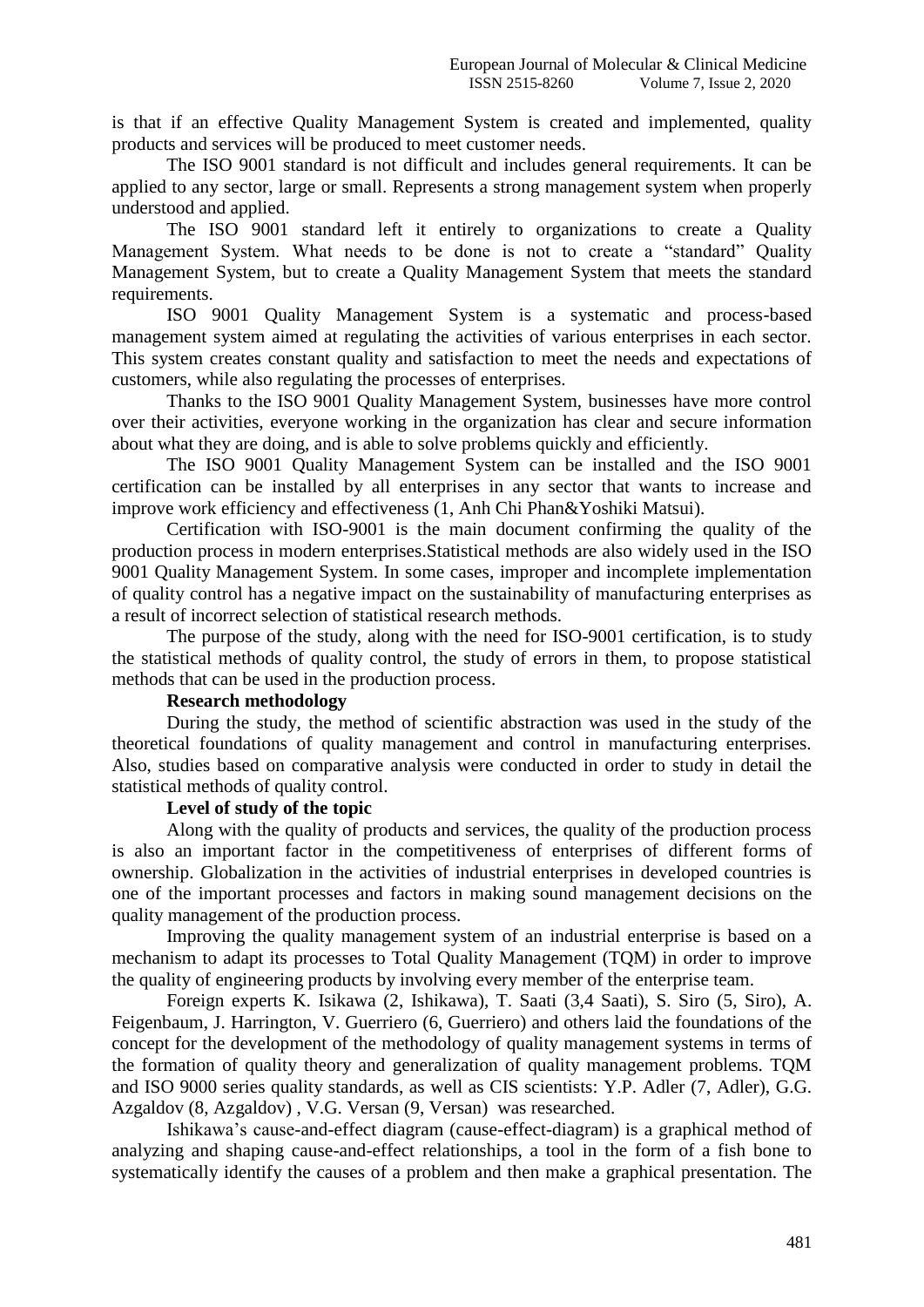is that if an effective Quality Management System is created and implemented, quality products and services will be produced to meet customer needs.

The ISO 9001 standard is not difficult and includes general requirements. It can be applied to any sector, large or small. Represents a strong management system when properly understood and applied.

The ISO 9001 standard left it entirely to organizations to create a Quality Management System. What needs to be done is not to create a "standard" Quality Management System, but to create a Quality Management System that meets the standard requirements.

ISO 9001 Quality Management System is a systematic and process-based management system aimed at regulating the activities of various enterprises in each sector. This system creates constant quality and satisfaction to meet the needs and expectations of customers, while also regulating the processes of enterprises.

Thanks to the ISO 9001 Quality Management System, businesses have more control over their activities, everyone working in the organization has clear and secure information about what they are doing, and is able to solve problems quickly and efficiently.

The ISO 9001 Quality Management System can be installed and the ISO 9001 certification can be installed by all enterprises in any sector that wants to increase and improve work efficiency and effectiveness (1, Anh Chi Phan&Yoshiki Matsui).

Certification with ISO-9001 is the main document confirming the quality of the production process in modern enterprises.Statistical methods are also widely used in the ISO 9001 Quality Management System. In some cases, improper and incomplete implementation of quality control has a negative impact on the sustainability of manufacturing enterprises as a result of incorrect selection of statistical research methods.

The purpose of the study, along with the need for ISO-9001 certification, is to study the statistical methods of quality control, the study of errors in them, to propose statistical methods that can be used in the production process.

**Research methodology**

During the study, the method of scientific abstraction was used in the study of the theoretical foundations of quality management and control in manufacturing enterprises. Also, studies based on comparative analysis were conducted in order to study in detail the statistical methods of quality control.

**Level of study of the topic**

Along with the quality of products and services, the quality of the production process is also an important factor in the competitiveness of enterprises of different forms of ownership. Globalization in the activities of industrial enterprises in developed countries is one of the important processes and factors in making sound management decisions on the quality management of the production process.

Improving the quality management system of an industrial enterprise is based on a mechanism to adapt its processes to Total Quality Management (TQM) in order to improve the quality of engineering products by involving every member of the enterprise team.

Foreign experts K. Isikawa (2, Ishikawa), T. Saati (3,4 Saati), S. Siro (5, Siro), A. Feigenbaum, J. Harrington, V. Guerriero (6, Guerriero) and others laid the foundations of the concept for the development of the methodology of quality management systems in terms of the formation of quality theory and generalization of quality management problems. TQM and ISO 9000 series quality standards, as well as CIS scientists: Y.P. Adler (7, Adler), G.G. Azgaldov (8, Azgaldov) , V.G. Versan (9, Versan) was researched.

Ishikawa's cause-and-effect diagram (cause-effect-diagram) is a graphical method of analyzing and shaping cause-and-effect relationships, a tool in the form of a fish bone to systematically identify the causes of a problem and then make a graphical presentation. The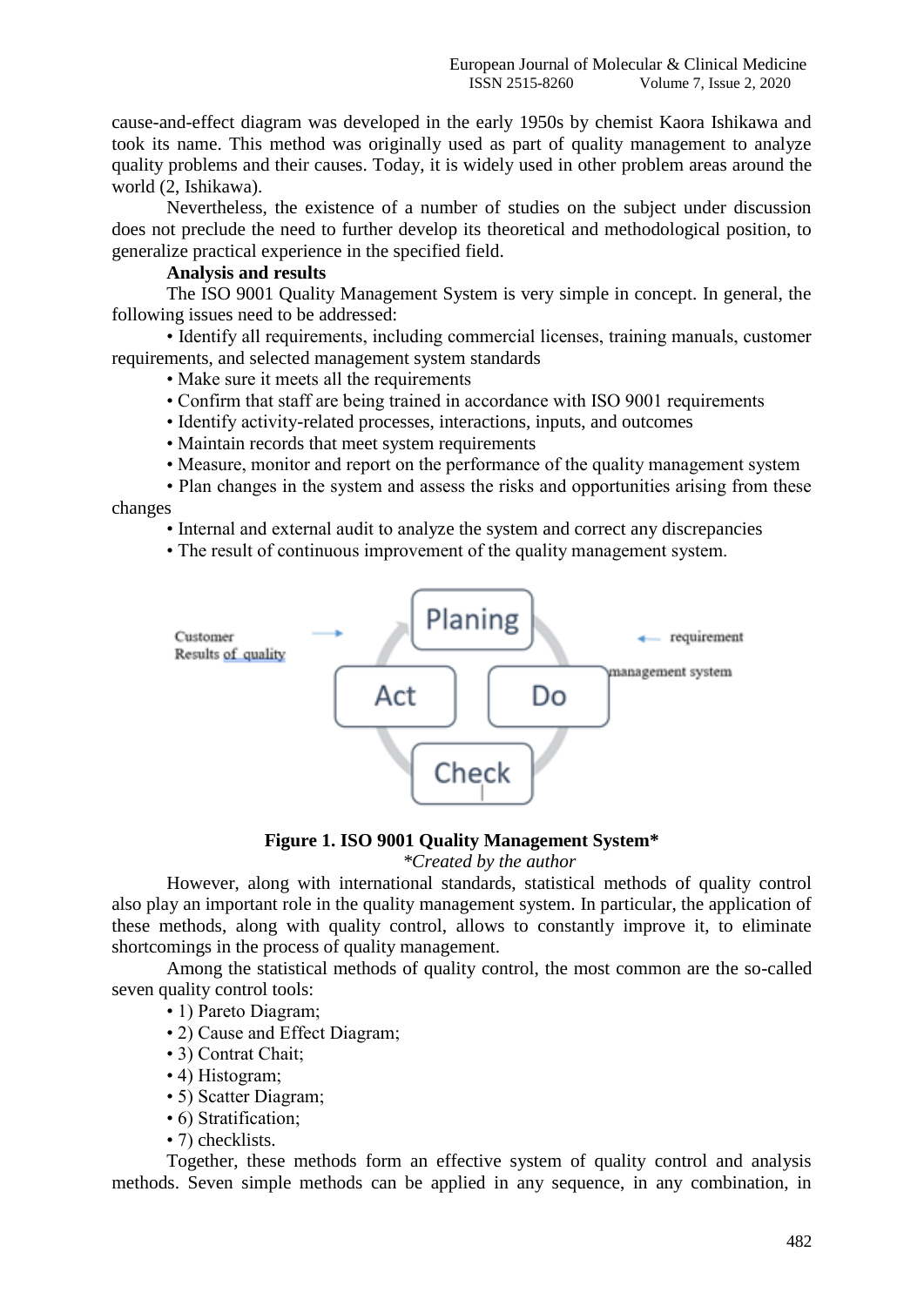cause-and-effect diagram was developed in the early 1950s by chemist Kaora Ishikawa and took its name. This method was originally used as part of quality management to analyze quality problems and their causes. Today, it is widely used in other problem areas around the world (2, Ishikawa).

Nevertheless, the existence of a number of studies on the subject under discussion does not preclude the need to further develop its theoretical and methodological position, to generalize practical experience in the specified field.

**Analysis and results**

The ISO 9001 Quality Management System is very simple in concept. In general, the following issues need to be addressed:

- Identify all requirements, including commercial licenses, training manuals, customer requirements, and selected management system standards
- Make sure it meets all the requirements
- Confirm that staff are being trained in accordance with ISO 9001 requirements
- Identify activity-related processes, interactions, inputs, and outcomes
- Maintain records that meet system requirements
- Measure, monitor and report on the performance of the quality management system
- Plan changes in the system and assess the risks and opportunities arising from these changes
- Internal and external audit to analyze the system and correct any discrepancies
- The result of continuous improvement of the quality management system.

Customer Results of quality → Planing, Do, Check, Act ← requirement management system

**Figure 1. ISO 9001 Quality Management System***

*\*Created by the author*

However, along with international standards, statistical methods of quality control also play an important role in the quality management system. In particular, the application of these methods, along with quality control, allows to constantly improve it, to eliminate shortcomings in the process of quality management.

Among the statistical methods of quality control, the most common are the so-called seven quality control tools:

- 1) Pareto Diagram;
- 2) Cause and Effect Diagram;
- 3) Contrat Chait;
- 4) Histogram;
- 5) Scatter Diagram;
- 6) Stratification;
- 7) checklists.

Together, these methods form an effective system of quality control and analysis methods. Seven simple methods can be applied in any sequence, in any combination, in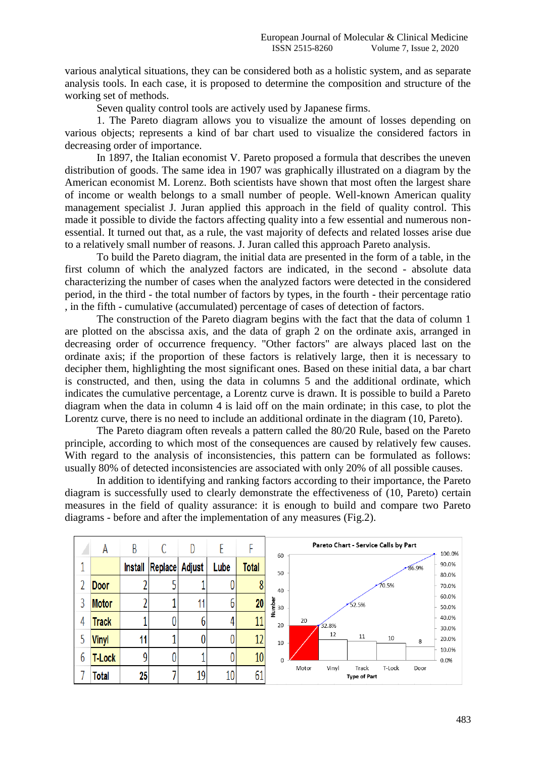various analytical situations, they can be considered both as a holistic system, and as separate analysis tools. In each case, it is proposed to determine the composition and structure of the working set of methods.

Seven quality control tools are actively used by Japanese firms.

1. The Pareto diagram allows you to visualize the amount of losses depending on various objects; represents a kind of bar chart used to visualize the considered factors in decreasing order of importance.

In 1897, the Italian economist V. Pareto proposed a formula that describes the uneven distribution of goods. The same idea in 1907 was graphically illustrated on a diagram by the American economist M. Lorenz. Both scientists have shown that most often the largest share of income or wealth belongs to a small number of people. Well-known American quality management specialist J. Juran applied this approach in the field of quality control. This made it possible to divide the factors affecting quality into a few essential and numerous non-essential. It turned out that, as a rule, the vast majority of defects and related losses arise due to a relatively small number of reasons. J. Juran called this approach Pareto analysis.

To build the Pareto diagram, the initial data are presented in the form of a table, in the first column of which the analyzed factors are indicated, in the second - absolute data characterizing the number of cases when the analyzed factors were detected in the considered period, in the third - the total number of factors by types, in the fourth - their percentage ratio , in the fifth - cumulative (accumulated) percentage of cases of detection of factors.

The construction of the Pareto diagram begins with the fact that the data of column 1 are plotted on the abscissa axis, and the data of graph 2 on the ordinate axis, arranged in decreasing order of occurrence frequency. "Other factors" are always placed last on the ordinate axis; if the proportion of these factors is relatively large, then it is necessary to decipher them, highlighting the most significant ones. Based on these initial data, a bar chart is constructed, and then, using the data in columns 5 and the additional ordinate, which indicates the cumulative percentage, a Lorentz curve is drawn. It is possible to build a Pareto diagram when the data in column 4 is laid off on the main ordinate; in this case, to plot the Lorentz curve, there is no need to include an additional ordinate in the diagram (10, Pareto).

The Pareto diagram often reveals a pattern called the 80/20 Rule, based on the Pareto principle, according to which most of the consequences are caused by relatively few causes. With regard to the analysis of inconsistencies, this pattern can be formulated as follows: usually 80% of detected inconsistencies are associated with only 20% of all possible causes.

In addition to identifying and ranking factors according to their importance, the Pareto diagram is successfully used to clearly demonstrate the effectiveness of (10, Pareto) certain measures in the field of quality assurance: it is enough to build and compare two Pareto diagrams - before and after the implementation of any measures (Fig.2).

|   | A | B | C | D | E | F |
|---|---|---|---|---|---|---|
| 1 |  | Install | Replace | Adjust | Lube | Total |
| 2 | Door | 2 | 5 | 1 | 0 | 8 |
| 3 | Motor | 2 | 1 | 11 | 6 | 20 |
| 4 | Track | 1 | 0 | 6 | 4 | 11 |
| 5 | Vinyl | 11 | 1 | 0 | 0 | 12 |
| 6 | T-Lock | 9 | 0 | 1 | 0 | 10 |
| 7 | Total | 25 | 7 | 19 | 10 | 61 |

Pareto Chart - Service Calls by Part

| Type of Part | Number | Cumulative % |
|---|---|---|
| Motor | 20 | 32.8% |
| Vinyl | 12 | 52.5% |
| Track | 11 | 70.5% |
| T-Lock | 10 | 86.9% |
| Door | 8 | 100.0% |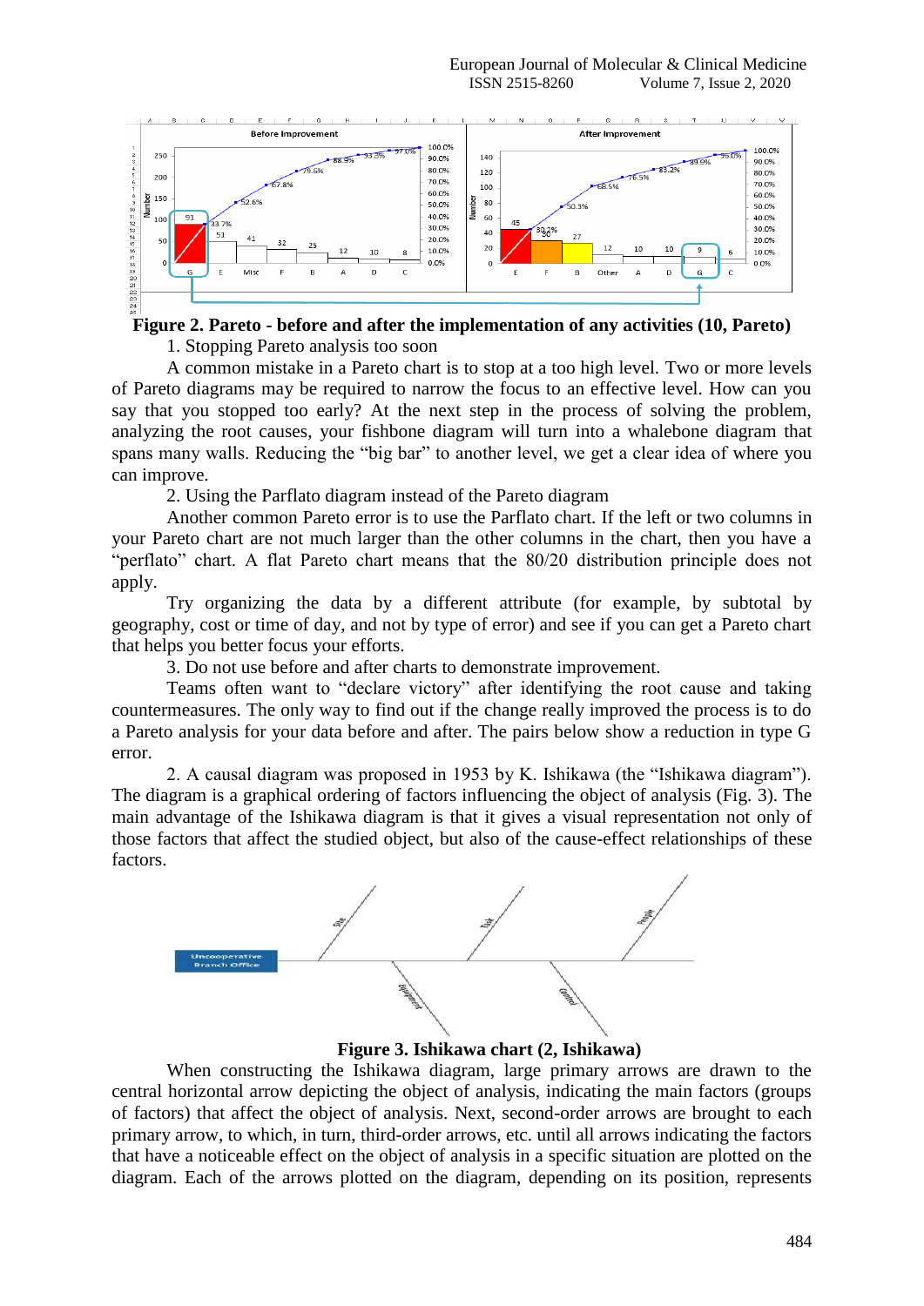**Figure 2. Pareto - before and after the implementation of any activities (10, Pareto)**

1. Stopping Pareto analysis too soon

A common mistake in a Pareto chart is to stop at a too high level. Two or more levels of Pareto diagrams may be required to narrow the focus to an effective level. How can you say that you stopped too early? At the next step in the process of solving the problem, analyzing the root causes, your fishbone diagram will turn into a whalebone diagram that spans many walls. Reducing the "big bar" to another level, we get a clear idea of where you can improve.

2. Using the Parflato diagram instead of the Pareto diagram

Another common Pareto error is to use the Parflato chart. If the left or two columns in your Pareto chart are not much larger than the other columns in the chart, then you have a "perflato" chart. A flat Pareto chart means that the 80/20 distribution principle does not apply.

Try organizing the data by a different attribute (for example, by subtotal by geography, cost or time of day, and not by type of error) and see if you can get a Pareto chart that helps you better focus your efforts.

3. Do not use before and after charts to demonstrate improvement.

Teams often want to "declare victory" after identifying the root cause and taking countermeasures. The only way to find out if the change really improved the process is to do a Pareto analysis for your data before and after. The pairs below show a reduction in type G error.

2. A causal diagram was proposed in 1953 by K. Ishikawa (the "Ishikawa diagram"). The diagram is a graphical ordering of factors influencing the object of analysis (Fig. 3). The main advantage of the Ishikawa diagram is that it gives a visual representation not only of those factors that affect the studied object, but also of the cause-effect relationships of these factors.

**Figure 3. Ishikawa chart (2, Ishikawa)**

When constructing the Ishikawa diagram, large primary arrows are drawn to the central horizontal arrow depicting the object of analysis, indicating the main factors (groups of factors) that affect the object of analysis. Next, second-order arrows are brought to each primary arrow, to which, in turn, third-order arrows, etc. until all arrows indicating the factors that have a noticeable effect on the object of analysis in a specific situation are plotted on the diagram. Each of the arrows plotted on the diagram, depending on its position, represents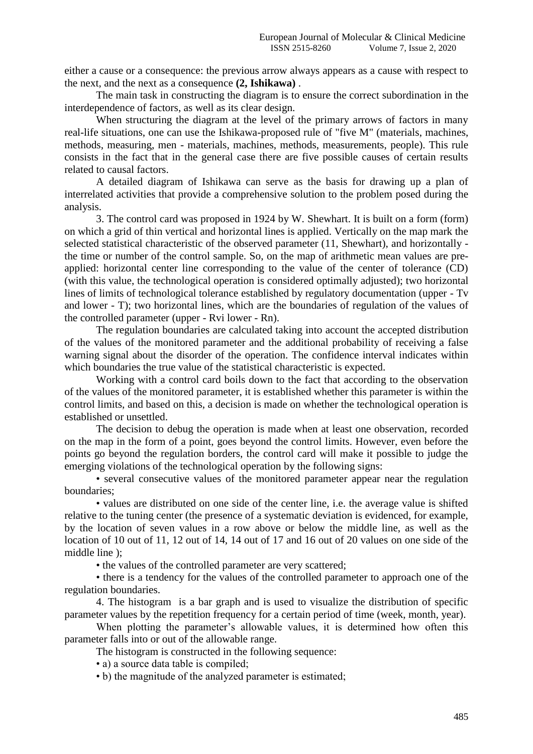either a cause or a consequence: the previous arrow always appears as a cause with respect to the next, and the next as a consequence **(2, Ishikawa)** .

The main task in constructing the diagram is to ensure the correct subordination in the interdependence of factors, as well as its clear design.

When structuring the diagram at the level of the primary arrows of factors in many real-life situations, one can use the Ishikawa-proposed rule of "five M" (materials, machines, methods, measuring, men - materials, machines, methods, measurements, people). This rule consists in the fact that in the general case there are five possible causes of certain results related to causal factors.

A detailed diagram of Ishikawa can serve as the basis for drawing up a plan of interrelated activities that provide a comprehensive solution to the problem posed during the analysis.

3. The control card was proposed in 1924 by W. Shewhart. It is built on a form (form) on which a grid of thin vertical and horizontal lines is applied. Vertically on the map mark the selected statistical characteristic of the observed parameter (11, Shewhart), and horizontally - the time or number of the control sample. So, on the map of arithmetic mean values are pre-applied: horizontal center line corresponding to the value of the center of tolerance (CD) (with this value, the technological operation is considered optimally adjusted); two horizontal lines of limits of technological tolerance established by regulatory documentation (upper - Tv and lower - T); two horizontal lines, which are the boundaries of regulation of the values of the controlled parameter (upper - Rvi lower - Rn).

The regulation boundaries are calculated taking into account the accepted distribution of the values of the monitored parameter and the additional probability of receiving a false warning signal about the disorder of the operation. The confidence interval indicates within which boundaries the true value of the statistical characteristic is expected.

Working with a control card boils down to the fact that according to the observation of the values of the monitored parameter, it is established whether this parameter is within the control limits, and based on this, a decision is made on whether the technological operation is established or unsettled.

The decision to debug the operation is made when at least one observation, recorded on the map in the form of a point, goes beyond the control limits. However, even before the points go beyond the regulation borders, the control card will make it possible to judge the emerging violations of the technological operation by the following signs:

• several consecutive values of the monitored parameter appear near the regulation boundaries;

• values are distributed on one side of the center line, i.e. the average value is shifted relative to the tuning center (the presence of a systematic deviation is evidenced, for example, by the location of seven values in a row above or below the middle line, as well as the location of 10 out of 11, 12 out of 14, 14 out of 17 and 16 out of 20 values on one side of the middle line );

• the values of the controlled parameter are very scattered;

• there is a tendency for the values of the controlled parameter to approach one of the regulation boundaries.

4. The histogram is a bar graph and is used to visualize the distribution of specific parameter values by the repetition frequency for a certain period of time (week, month, year).

When plotting the parameter's allowable values, it is determined how often this parameter falls into or out of the allowable range.

The histogram is constructed in the following sequence:

• a) a source data table is compiled;

• b) the magnitude of the analyzed parameter is estimated;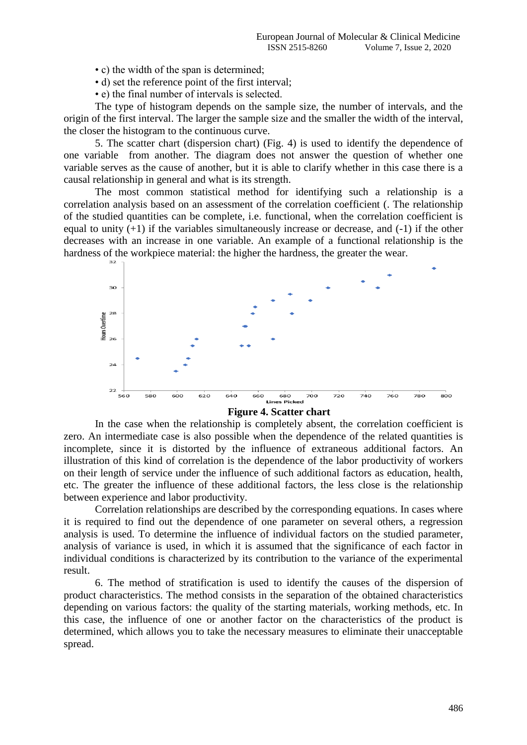- c) the width of the span is determined;
- d) set the reference point of the first interval;
- e) the final number of intervals is selected.

The type of histogram depends on the sample size, the number of intervals, and the origin of the first interval. The larger the sample size and the smaller the width of the interval, the closer the histogram to the continuous curve.

5. The scatter chart (dispersion chart) (Fig. 4) is used to identify the dependence of one variable from another. The diagram does not answer the question of whether one variable serves as the cause of another, but it is able to clarify whether in this case there is a causal relationship in general and what is its strength.

The most common statistical method for identifying such a relationship is a correlation analysis based on an assessment of the correlation coefficient (. The relationship of the studied quantities can be complete, i.e. functional, when the correlation coefficient is equal to unity (+1) if the variables simultaneously increase or decrease, and (-1) if the other decreases with an increase in one variable. An example of a functional relationship is the hardness of the workpiece material: the higher the hardness, the greater the wear.

**Figure 4. Scatter chart**

In the case when the relationship is completely absent, the correlation coefficient is zero. An intermediate case is also possible when the dependence of the related quantities is incomplete, since it is distorted by the influence of extraneous additional factors. An illustration of this kind of correlation is the dependence of the labor productivity of workers on their length of service under the influence of such additional factors as education, health, etc. The greater the influence of these additional factors, the less close is the relationship between experience and labor productivity.

Correlation relationships are described by the corresponding equations. In cases where it is required to find out the dependence of one parameter on several others, a regression analysis is used. To determine the influence of individual factors on the studied parameter, analysis of variance is used, in which it is assumed that the significance of each factor in individual conditions is characterized by its contribution to the variance of the experimental result.

6. The method of stratification is used to identify the causes of the dispersion of product characteristics. The method consists in the separation of the obtained characteristics depending on various factors: the quality of the starting materials, working methods, etc. In this case, the influence of one or another factor on the characteristics of the product is determined, which allows you to take the necessary measures to eliminate their unacceptable spread.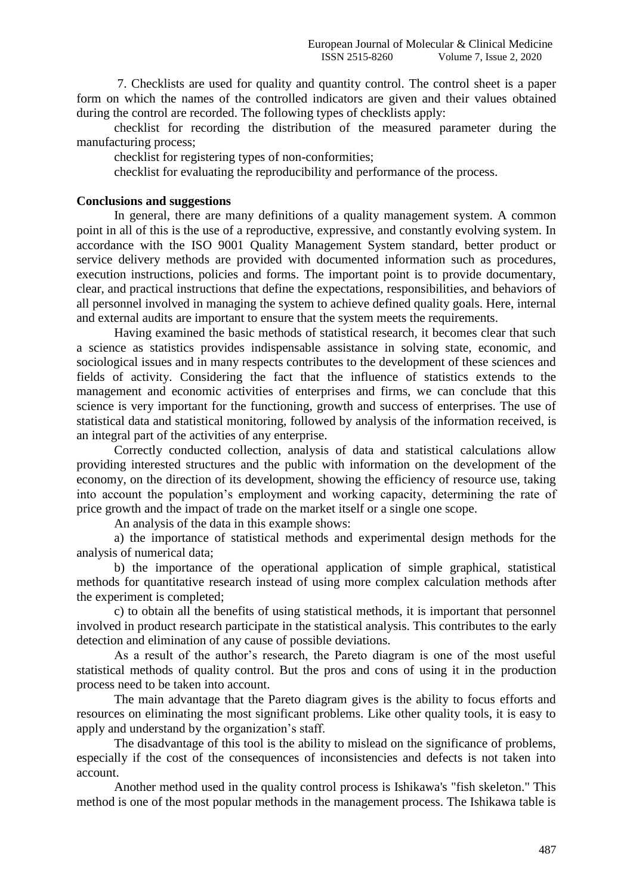7. Checklists are used for quality and quantity control. The control sheet is a paper form on which the names of the controlled indicators are given and their values obtained during the control are recorded. The following types of checklists apply:

checklist for recording the distribution of the measured parameter during the manufacturing process;

checklist for registering types of non-conformities;

checklist for evaluating the reproducibility and performance of the process.

**Conclusions and suggestions**

In general, there are many definitions of a quality management system. A common point in all of this is the use of a reproductive, expressive, and constantly evolving system. In accordance with the ISO 9001 Quality Management System standard, better product or service delivery methods are provided with documented information such as procedures, execution instructions, policies and forms. The important point is to provide documentary, clear, and practical instructions that define the expectations, responsibilities, and behaviors of all personnel involved in managing the system to achieve defined quality goals. Here, internal and external audits are important to ensure that the system meets the requirements.

Having examined the basic methods of statistical research, it becomes clear that such a science as statistics provides indispensable assistance in solving state, economic, and sociological issues and in many respects contributes to the development of these sciences and fields of activity. Considering the fact that the influence of statistics extends to the management and economic activities of enterprises and firms, we can conclude that this science is very important for the functioning, growth and success of enterprises. The use of statistical data and statistical monitoring, followed by analysis of the information received, is an integral part of the activities of any enterprise.

Correctly conducted collection, analysis of data and statistical calculations allow providing interested structures and the public with information on the development of the economy, on the direction of its development, showing the efficiency of resource use, taking into account the population's employment and working capacity, determining the rate of price growth and the impact of trade on the market itself or a single one scope.

An analysis of the data in this example shows:

a) the importance of statistical methods and experimental design methods for the analysis of numerical data;

b) the importance of the operational application of simple graphical, statistical methods for quantitative research instead of using more complex calculation methods after the experiment is completed;

c) to obtain all the benefits of using statistical methods, it is important that personnel involved in product research participate in the statistical analysis. This contributes to the early detection and elimination of any cause of possible deviations.

As a result of the author's research, the Pareto diagram is one of the most useful statistical methods of quality control. But the pros and cons of using it in the production process need to be taken into account.

The main advantage that the Pareto diagram gives is the ability to focus efforts and resources on eliminating the most significant problems. Like other quality tools, it is easy to apply and understand by the organization's staff.

The disadvantage of this tool is the ability to mislead on the significance of problems, especially if the cost of the consequences of inconsistencies and defects is not taken into account.

Another method used in the quality control process is Ishikawa's "fish skeleton." This method is one of the most popular methods in the management process. The Ishikawa table is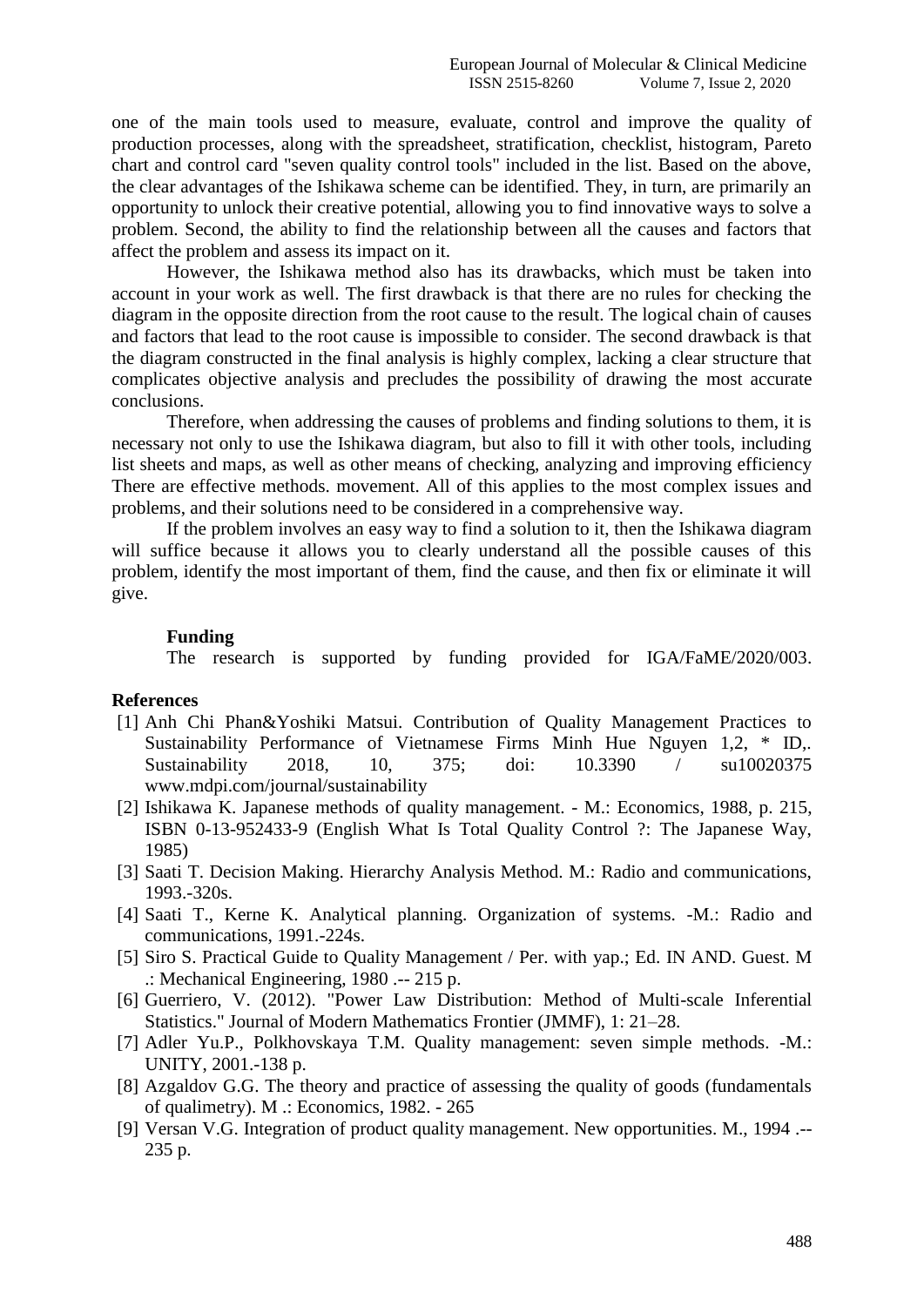one of the main tools used to measure, evaluate, control and improve the quality of production processes, along with the spreadsheet, stratification, checklist, histogram, Pareto chart and control card "seven quality control tools" included in the list. Based on the above, the clear advantages of the Ishikawa scheme can be identified. They, in turn, are primarily an opportunity to unlock their creative potential, allowing you to find innovative ways to solve a problem. Second, the ability to find the relationship between all the causes and factors that affect the problem and assess its impact on it.

However, the Ishikawa method also has its drawbacks, which must be taken into account in your work as well. The first drawback is that there are no rules for checking the diagram in the opposite direction from the root cause to the result. The logical chain of causes and factors that lead to the root cause is impossible to consider. The second drawback is that the diagram constructed in the final analysis is highly complex, lacking a clear structure that complicates objective analysis and precludes the possibility of drawing the most accurate conclusions.

Therefore, when addressing the causes of problems and finding solutions to them, it is necessary not only to use the Ishikawa diagram, but also to fill it with other tools, including list sheets and maps, as well as other means of checking, analyzing and improving efficiency There are effective methods. movement. All of this applies to the most complex issues and problems, and their solutions need to be considered in a comprehensive way.

If the problem involves an easy way to find a solution to it, then the Ishikawa diagram will suffice because it allows you to clearly understand all the possible causes of this problem, identify the most important of them, find the cause, and then fix or eliminate it will give.

**Funding**

The research is supported by funding provided for IGA/FaME/2020/003.

**References**

[1] Anh Chi Phan&Yoshiki Matsui. Contribution of Quality Management Practices to Sustainability Performance of Vietnamese Firms Minh Hue Nguyen 1,2, * ID,. Sustainability 2018, 10, 375; doi: 10.3390 / su10020375 www.mdpi.com/journal/sustainability

[2] Ishikawa K. Japanese methods of quality management. - M.: Economics, 1988, p. 215, ISBN 0-13-952433-9 (English What Is Total Quality Control ?: The Japanese Way, 1985)

[3] Saati T. Decision Making. Hierarchy Analysis Method. M.: Radio and communications, 1993.-320s.

[4] Saati T., Kerne K. Analytical planning. Organization of systems. -M.: Radio and communications, 1991.-224s.

[5] Siro S. Practical Guide to Quality Management / Per. with yap.; Ed. IN AND. Guest. M .: Mechanical Engineering, 1980 .-- 215 p.

[6] Guerriero, V. (2012). "Power Law Distribution: Method of Multi-scale Inferential Statistics." Journal of Modern Mathematics Frontier (JMMF), 1: 21–28.

[7] Adler Yu.P., Polkhovskaya T.M. Quality management: seven simple methods. -M.: UNITY, 2001.-138 p.

[8] Azgaldov G.G. The theory and practice of assessing the quality of goods (fundamentals of qualimetry). M .: Economics, 1982. - 265

[9] Versan V.G. Integration of product quality management. New opportunities. M., 1994 .-- 235 p.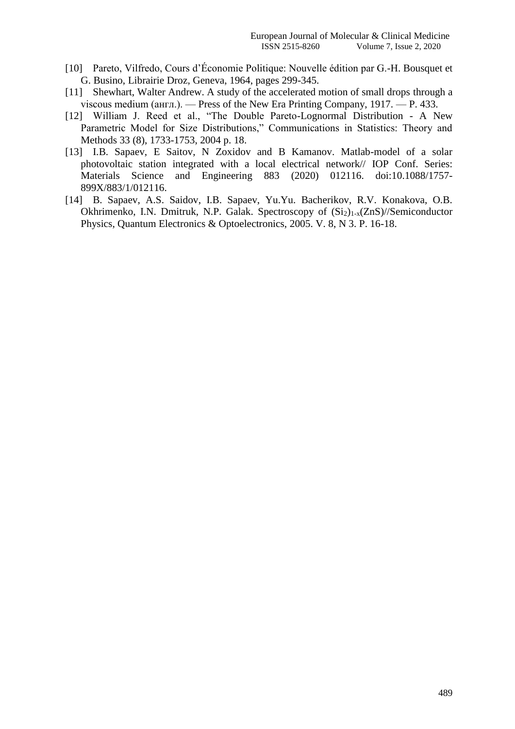[10] Pareto, Vilfredo, Cours d'Économie Politique: Nouvelle édition par G.-H. Bousquet et G. Busino, Librairie Droz, Geneva, 1964, pages 299-345.

[11] Shewhart, Walter Andrew. A study of the accelerated motion of small drops through a viscous medium (англ.). — Press of the New Era Printing Company, 1917. — P. 433.

[12] William J. Reed et al., "The Double Pareto-Lognormal Distribution - A New Parametric Model for Size Distributions," Communications in Statistics: Theory and Methods 33 (8), 1733-1753, 2004 p. 18.

[13] I.B. Sapaev, E Saitov, N Zoxidov and B Kamanov. Matlab-model of a solar photovoltaic station integrated with a local electrical network// IOP Conf. Series: Materials Science and Engineering 883 (2020) 012116. doi:10.1088/1757-899X/883/1/012116.

[14] B. Sapaev, A.S. Saidov, I.B. Sapaev, Yu.Yu. Bacherikov, R.V. Konakova, O.B. Okhrimenko, I.N. Dmitruk, N.P. Galak. Spectroscopy of $(Si_2)_{1-x}(ZnS)$//Semiconductor Physics, Quantum Electronics & Optoelectronics, 2005. V. 8, N 3. P. 16-18.